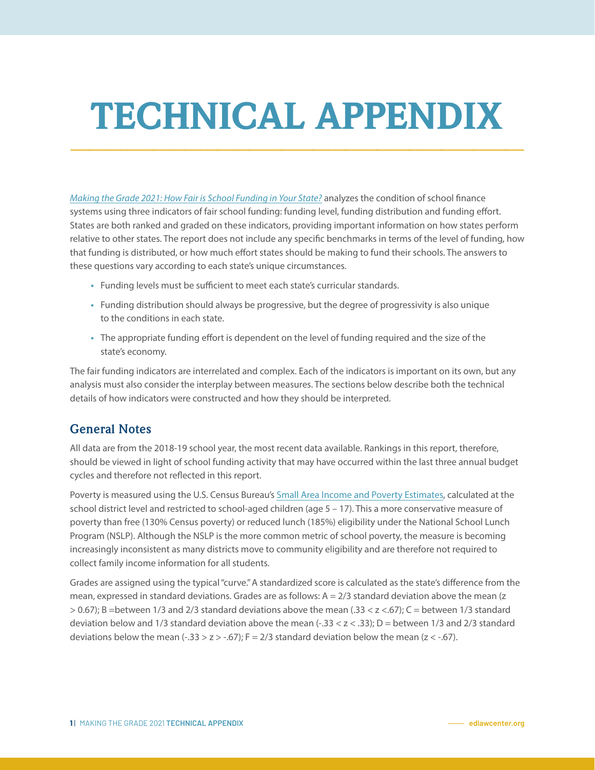# TECHNICAL APPENDIX

*Making the Grade 2021: How Fair is School Funding in Your State?* analyzes the condition of school finance systems using three indicators of fair school funding: funding level, funding distribution and funding effort. States are both ranked and graded on these indicators, providing important information on how states perform relative to other states. The report does not include any specific benchmarks in terms of the level of funding, how that funding is distributed, or how much effort states should be making to fund their schools. The answers to these questions vary according to each state's unique circumstances.

- Funding levels must be sufficient to meet each state's curricular standards.
- Funding distribution should always be progressive, but the degree of progressivity is also unique to the conditions in each state.
- The appropriate funding effort is dependent on the level of funding required and the size of the state's economy.

The fair funding indicators are interrelated and complex. Each of the indicators is important on its own, but any analysis must also consider the interplay between measures. The sections below describe both the technical details of how indicators were constructed and how they should be interpreted.

## General Notes

All data are from the 2018-19 school year, the most recent data available. Rankings in this report, therefore, should be viewed in light of school funding activity that may have occurred within the last three annual budget cycles and therefore not reflected in this report.

Poverty is measured using the U.S. Census Bureau's Small Area Income and Poverty Estimates, calculated at the school district level and restricted to school-aged children (age 5 – 17). This a more conservative measure of poverty than free (130% Census poverty) or reduced lunch (185%) eligibility under the National School Lunch Program (NSLP). Although the NSLP is the more common metric of school poverty, the measure is becoming increasingly inconsistent as many districts move to community eligibility and are therefore not required to collect family income information for all students.

Grades are assigned using the typical "curve." A standardized score is calculated as the state's difference from the mean, expressed in standard deviations. Grades are as follows: A = 2/3 standard deviation above the mean ($z > 0.67$); B =between 1/3 and 2/3 standard deviations above the mean ($.33 < z < .67$); C = between 1/3 standard deviation below and 1/3 standard deviation above the mean ($-.33 < z < .33$); D = between 1/3 and 2/3 standard deviations below the mean ($-.33 > z > -.67$); F = 2/3 standard deviation below the mean ($z < -.67$).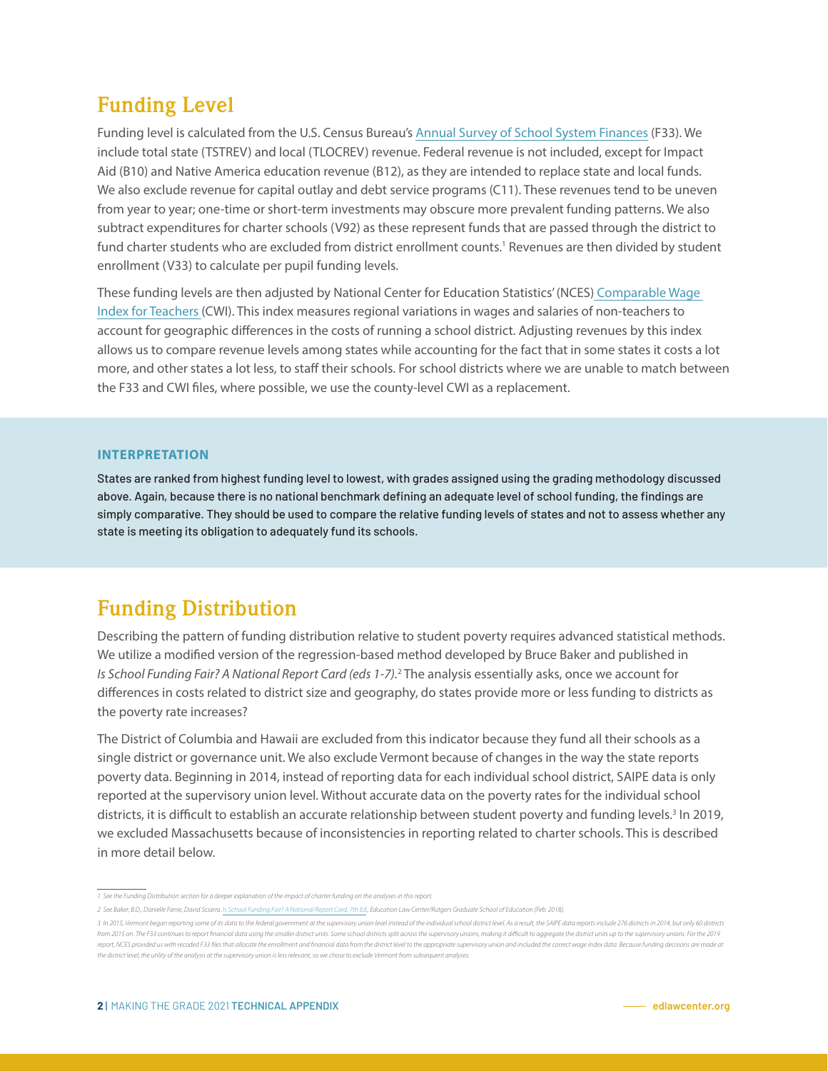## Funding Level

Funding level is calculated from the U.S. Census Bureau's Annual Survey of School System Finances (F33). We include total state (TSTREV) and local (TLOCREV) revenue. Federal revenue is not included, except for Impact Aid (B10) and Native America education revenue (B12), as they are intended to replace state and local funds. We also exclude revenue for capital outlay and debt service programs (C11). These revenues tend to be uneven from year to year; one-time or short-term investments may obscure more prevalent funding patterns. We also subtract expenditures for charter schools (V92) as these represent funds that are passed through the district to fund charter students who are excluded from district enrollment counts.[1] Revenues are then divided by student enrollment (V33) to calculate per pupil funding levels.

These funding levels are then adjusted by National Center for Education Statistics' (NCES) Comparable Wage Index for Teachers (CWI). This index measures regional variations in wages and salaries of non-teachers to account for geographic differences in the costs of running a school district. Adjusting revenues by this index allows us to compare revenue levels among states while accounting for the fact that in some states it costs a lot more, and other states a lot less, to staff their schools. For school districts where we are unable to match between the F33 and CWI files, where possible, we use the county-level CWI as a replacement.

**INTERPRETATION**

States are ranked from highest funding level to lowest, with grades assigned using the grading methodology discussed above. Again, because there is no national benchmark defining an adequate level of school funding, the findings are simply comparative. They should be used to compare the relative funding levels of states and not to assess whether any state is meeting its obligation to adequately fund its schools.

## Funding Distribution

Describing the pattern of funding distribution relative to student poverty requires advanced statistical methods. We utilize a modified version of the regression-based method developed by Bruce Baker and published in *Is School Funding Fair? A National Report Card (eds 1-7)*.[2] The analysis essentially asks, once we account for differences in costs related to district size and geography, do states provide more or less funding to districts as the poverty rate increases?

The District of Columbia and Hawaii are excluded from this indicator because they fund all their schools as a single district or governance unit. We also exclude Vermont because of changes in the way the state reports poverty data. Beginning in 2014, instead of reporting data for each individual school district, SAIPE data is only reported at the supervisory union level. Without accurate data on the poverty rates for the individual school districts, it is difficult to establish an accurate relationship between student poverty and funding levels.[3] In 2019, we excluded Massachusetts because of inconsistencies in reporting related to charter schools. This is described in more detail below.

---

*1 See the Funding Distribution section for a deeper explanation of the impact of charter funding on the analyses in this report.*

*2 See Baker, B.D., Danielle Farrie, David Sciarra. Is School Funding Fair? A National Report Card, 7th Ed., Education Law Center/Rutgers Graduate School of Education (Feb. 2018).*

*3 In 2015, Vermont began reporting some of its data to the federal government at the supervisory union level instead of the individual school district level. As a result, the SAIPE data reports include 276 districts in 2014, but only 60 districts from 2015 on. The F33 continues to report financial data using the smaller district units. Some school districts split across the supervisory unions, making it difficult to aggregate the district units up to the supervisory unions. For the 2019 report, NCES provided us with recoded F33 files that allocate the enrollment and financial data from the district level to the appropriate supervisory union and included the correct wage index data. Because funding decisions are made at the district level, the utility of the analysis at the supervisory union is less relevant, so we chose to exclude Vermont from subsequent analyses.*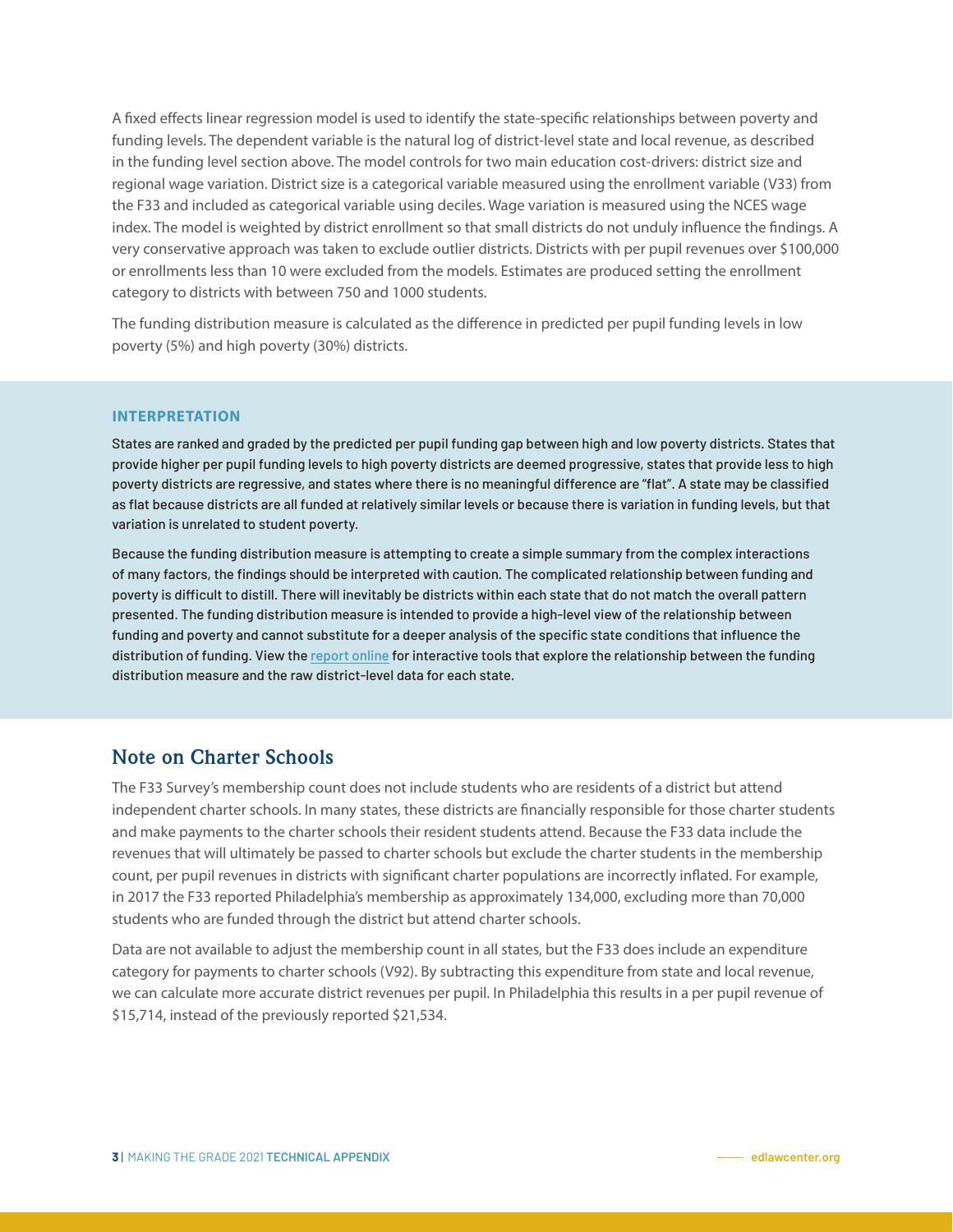A fixed effects linear regression model is used to identify the state-specific relationships between poverty and funding levels. The dependent variable is the natural log of district-level state and local revenue, as described in the funding level section above. The model controls for two main education cost-drivers: district size and regional wage variation. District size is a categorical variable measured using the enrollment variable (V33) from the F33 and included as categorical variable using deciles. Wage variation is measured using the NCES wage index. The model is weighted by district enrollment so that small districts do not unduly influence the findings. A very conservative approach was taken to exclude outlier districts. Districts with per pupil revenues over $100,000 or enrollments less than 10 were excluded from the models. Estimates are produced setting the enrollment category to districts with between 750 and 1000 students.

The funding distribution measure is calculated as the difference in predicted per pupil funding levels in low poverty (5%) and high poverty (30%) districts.

**INTERPRETATION**

States are ranked and graded by the predicted per pupil funding gap between high and low poverty districts. States that provide higher per pupil funding levels to high poverty districts are deemed progressive, states that provide less to high poverty districts are regressive, and states where there is no meaningful difference are "flat". A state may be classified as flat because districts are all funded at relatively similar levels or because there is variation in funding levels, but that variation is unrelated to student poverty.

Because the funding distribution measure is attempting to create a simple summary from the complex interactions of many factors, the findings should be interpreted with caution. The complicated relationship between funding and poverty is difficult to distill. There will inevitably be districts within each state that do not match the overall pattern presented. The funding distribution measure is intended to provide a high-level view of the relationship between funding and poverty and cannot substitute for a deeper analysis of the specific state conditions that influence the distribution of funding. View the report online for interactive tools that explore the relationship between the funding distribution measure and the raw district-level data for each state.

## Note on Charter Schools

The F33 Survey's membership count does not include students who are residents of a district but attend independent charter schools. In many states, these districts are financially responsible for those charter students and make payments to the charter schools their resident students attend. Because the F33 data include the revenues that will ultimately be passed to charter schools but exclude the charter students in the membership count, per pupil revenues in districts with significant charter populations are incorrectly inflated. For example, in 2017 the F33 reported Philadelphia's membership as approximately 134,000, excluding more than 70,000 students who are funded through the district but attend charter schools.

Data are not available to adjust the membership count in all states, but the F33 does include an expenditure category for payments to charter schools (V92). By subtracting this expenditure from state and local revenue, we can calculate more accurate district revenues per pupil. In Philadelphia this results in a per pupil revenue of $15,714, instead of the previously reported $21,534.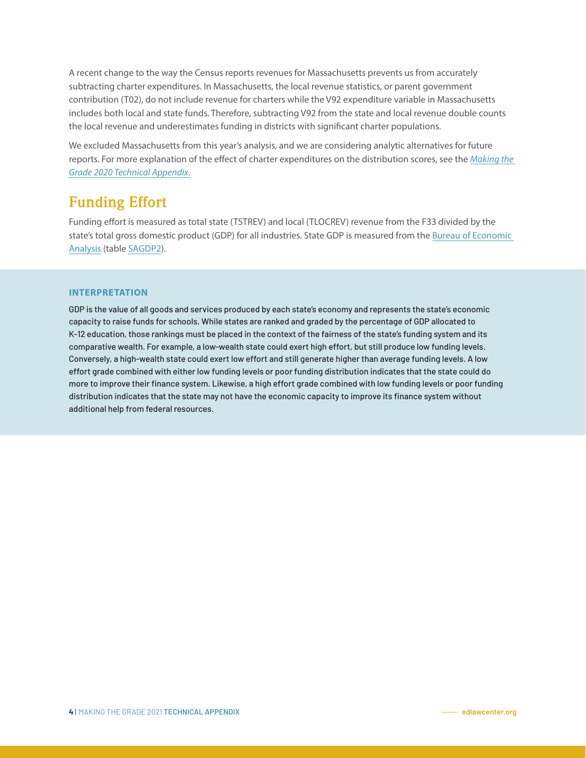A recent change to the way the Census reports revenues for Massachusetts prevents us from accurately subtracting charter expenditures. In Massachusetts, the local revenue statistics, or parent government contribution (T02), do not include revenue for charters while the V92 expenditure variable in Massachusetts includes both local and state funds. Therefore, subtracting V92 from the state and local revenue double counts the local revenue and underestimates funding in districts with significant charter populations.

We excluded Massachusetts from this year's analysis, and we are considering analytic alternatives for future reports. For more explanation of the effect of charter expenditures on the distribution scores, see the *Making the Grade 2020 Technical Appendix.*

## Funding Effort

Funding effort is measured as total state (TSTREV) and local (TLOCREV) revenue from the F33 divided by the state's total gross domestic product (GDP) for all industries. State GDP is measured from the Bureau of Economic Analysis (table SAGDP2).

### INTERPRETATION

GDP is the value of all goods and services produced by each state's economy and represents the state's economic capacity to raise funds for schools. While states are ranked and graded by the percentage of GDP allocated to K-12 education, those rankings must be placed in the context of the fairness of the state's funding system and its comparative wealth. For example, a low-wealth state could exert high effort, but still produce low funding levels. Conversely, a high-wealth state could exert low effort and still generate higher than average funding levels. A low effort grade combined with either low funding levels or poor funding distribution indicates that the state could do more to improve their finance system. Likewise, a high effort grade combined with low funding levels or poor funding distribution indicates that the state may not have the economic capacity to improve its finance system without additional help from federal resources.